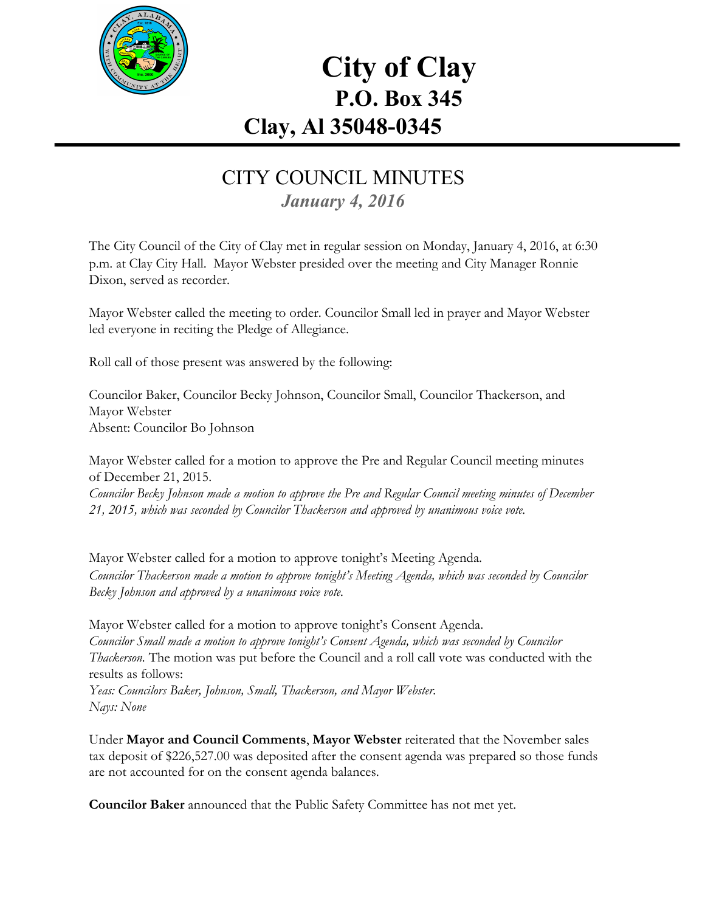# City of Clay
## P.O. Box 345
## Clay, Al 35048-0345

## CITY COUNCIL MINUTES
*January 4, 2016*

The City Council of the City of Clay met in regular session on Monday, January 4, 2016, at 6:30 p.m. at Clay City Hall. Mayor Webster presided over the meeting and City Manager Ronnie Dixon, served as recorder.

Mayor Webster called the meeting to order. Councilor Small led in prayer and Mayor Webster led everyone in reciting the Pledge of Allegiance.

Roll call of those present was answered by the following:

Councilor Baker, Councilor Becky Johnson, Councilor Small, Councilor Thackerson, and Mayor Webster
Absent: Councilor Bo Johnson

Mayor Webster called for a motion to approve the Pre and Regular Council meeting minutes of December 21, 2015.
*Councilor Becky Johnson made a motion to approve the Pre and Regular Council meeting minutes of December 21, 2015, which was seconded by Councilor Thackerson and approved by unanimous voice vote.*

Mayor Webster called for a motion to approve tonight's Meeting Agenda.
*Councilor Thackerson made a motion to approve tonight's Meeting Agenda, which was seconded by Councilor Becky Johnson and approved by a unanimous voice vote.*

Mayor Webster called for a motion to approve tonight's Consent Agenda.
*Councilor Small made a motion to approve tonight's Consent Agenda, which was seconded by Councilor Thackerson.* The motion was put before the Council and a roll call vote was conducted with the results as follows:
*Yeas: Councilors Baker, Johnson, Small, Thackerson, and Mayor Webster.*
*Nays: None*

Under **Mayor and Council Comments**, **Mayor Webster** reiterated that the November sales tax deposit of $226,527.00 was deposited after the consent agenda was prepared so those funds are not accounted for on the consent agenda balances.

**Councilor Baker** announced that the Public Safety Committee has not met yet.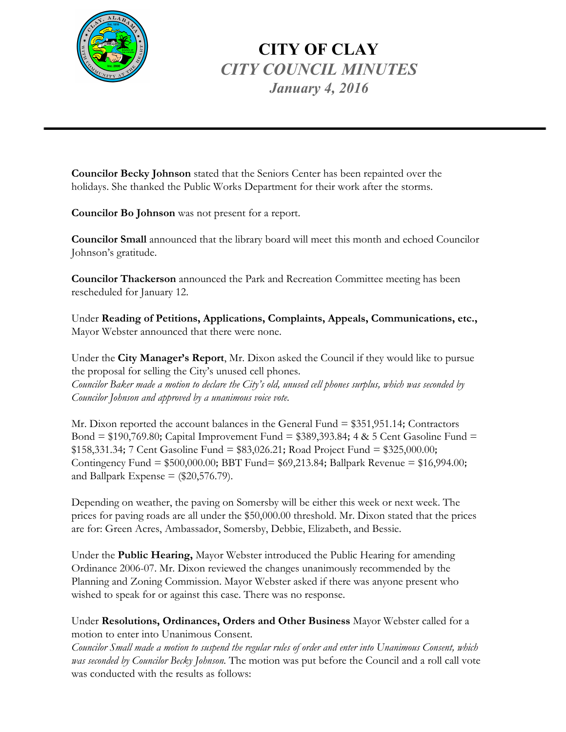**Councilor Becky Johnson** stated that the Seniors Center has been repainted over the holidays. She thanked the Public Works Department for their work after the storms.

**Councilor Bo Johnson** was not present for a report.

**Councilor Small** announced that the library board will meet this month and echoed Councilor Johnson's gratitude.

**Councilor Thackerson** announced the Park and Recreation Committee meeting has been rescheduled for January 12.

Under **Reading of Petitions, Applications, Complaints, Appeals, Communications, etc.,** Mayor Webster announced that there were none.

Under the **City Manager's Report**, Mr. Dixon asked the Council if they would like to pursue the proposal for selling the City's unused cell phones.
*Councilor Baker made a motion to declare the City's old, unused cell phones surplus, which was seconded by Councilor Johnson and approved by a unanimous voice vote.*

Mr. Dixon reported the account balances in the General Fund = $351,951.14; Contractors Bond = $190,769.80; Capital Improvement Fund = $389,393.84; 4 & 5 Cent Gasoline Fund = $158,331.34; 7 Cent Gasoline Fund = $83,026.21; Road Project Fund = $325,000.00; Contingency Fund = $500,000.00; BBT Fund= $69,213.84; Ballpark Revenue = $16,994.00; and Ballpark Expense = ($20,576.79).

Depending on weather, the paving on Somersby will be either this week or next week. The prices for paving roads are all under the $50,000.00 threshold. Mr. Dixon stated that the prices are for: Green Acres, Ambassador, Somersby, Debbie, Elizabeth, and Bessie.

Under the **Public Hearing,** Mayor Webster introduced the Public Hearing for amending Ordinance 2006-07. Mr. Dixon reviewed the changes unanimously recommended by the Planning and Zoning Commission. Mayor Webster asked if there was anyone present who wished to speak for or against this case. There was no response.

Under **Resolutions, Ordinances, Orders and Other Business** Mayor Webster called for a motion to enter into Unanimous Consent.
*Councilor Small made a motion to suspend the regular rules of order and enter into Unanimous Consent, which was seconded by Councilor Becky Johnson.* The motion was put before the Council and a roll call vote was conducted with the results as follows: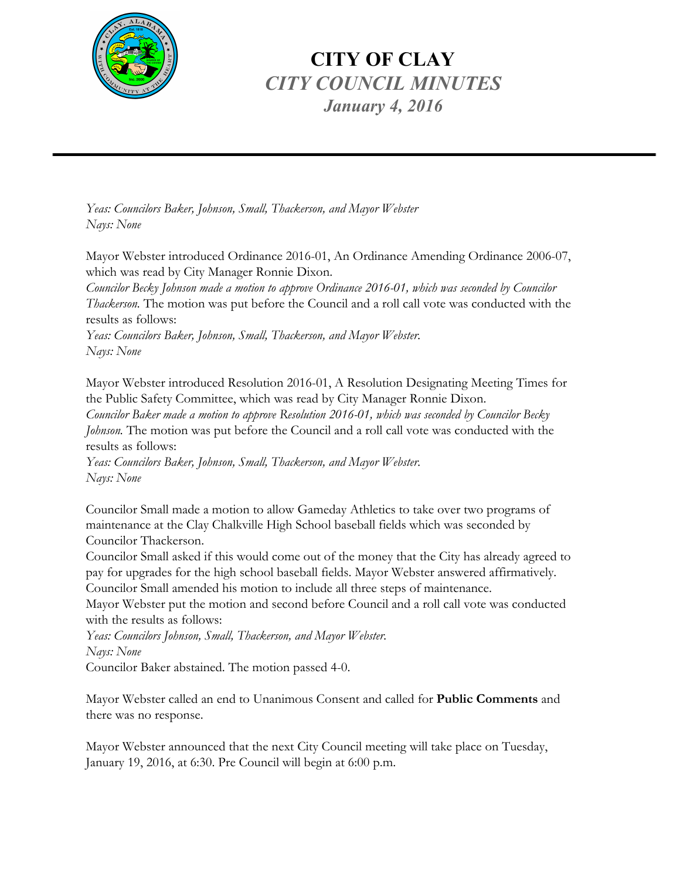*Yeas: Councilors Baker, Johnson, Small, Thackerson, and Mayor Webster*
*Nays: None*

Mayor Webster introduced Ordinance 2016-01, An Ordinance Amending Ordinance 2006-07, which was read by City Manager Ronnie Dixon.
*Councilor Becky Johnson made a motion to approve Ordinance 2016-01, which was seconded by Councilor Thackerson.* The motion was put before the Council and a roll call vote was conducted with the results as follows:
*Yeas: Councilors Baker, Johnson, Small, Thackerson, and Mayor Webster.*
*Nays: None*

Mayor Webster introduced Resolution 2016-01, A Resolution Designating Meeting Times for the Public Safety Committee, which was read by City Manager Ronnie Dixon.
*Councilor Baker made a motion to approve Resolution 2016-01, which was seconded by Councilor Becky Johnson.* The motion was put before the Council and a roll call vote was conducted with the results as follows:
*Yeas: Councilors Baker, Johnson, Small, Thackerson, and Mayor Webster.*
*Nays: None*

Councilor Small made a motion to allow Gameday Athletics to take over two programs of maintenance at the Clay Chalkville High School baseball fields which was seconded by Councilor Thackerson.
Councilor Small asked if this would come out of the money that the City has already agreed to pay for upgrades for the high school baseball fields. Mayor Webster answered affirmatively.
Councilor Small amended his motion to include all three steps of maintenance.
Mayor Webster put the motion and second before Council and a roll call vote was conducted with the results as follows:
*Yeas: Councilors Johnson, Small, Thackerson, and Mayor Webster.*
*Nays: None*
Councilor Baker abstained. The motion passed 4-0.

Mayor Webster called an end to Unanimous Consent and called for **Public Comments** and there was no response.

Mayor Webster announced that the next City Council meeting will take place on Tuesday, January 19, 2016, at 6:30. Pre Council will begin at 6:00 p.m.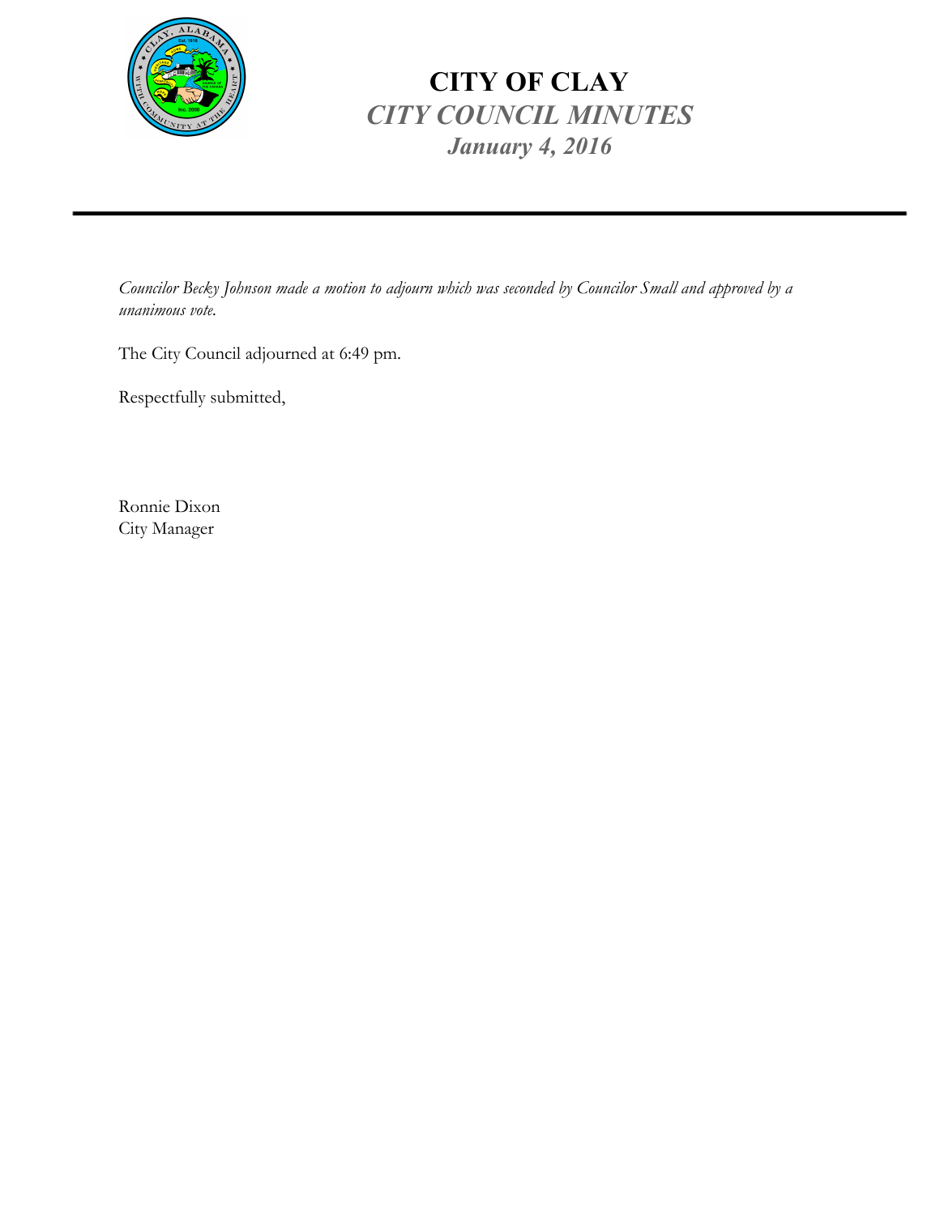# CITY OF CLAY

## *CITY COUNCIL MINUTES*

### *January 4, 2016*

---

*Councilor Becky Johnson made a motion to adjourn which was seconded by Councilor Small and approved by a unanimous vote.*

The City Council adjourned at 6:49 pm.

Respectfully submitted,

Ronnie Dixon
City Manager